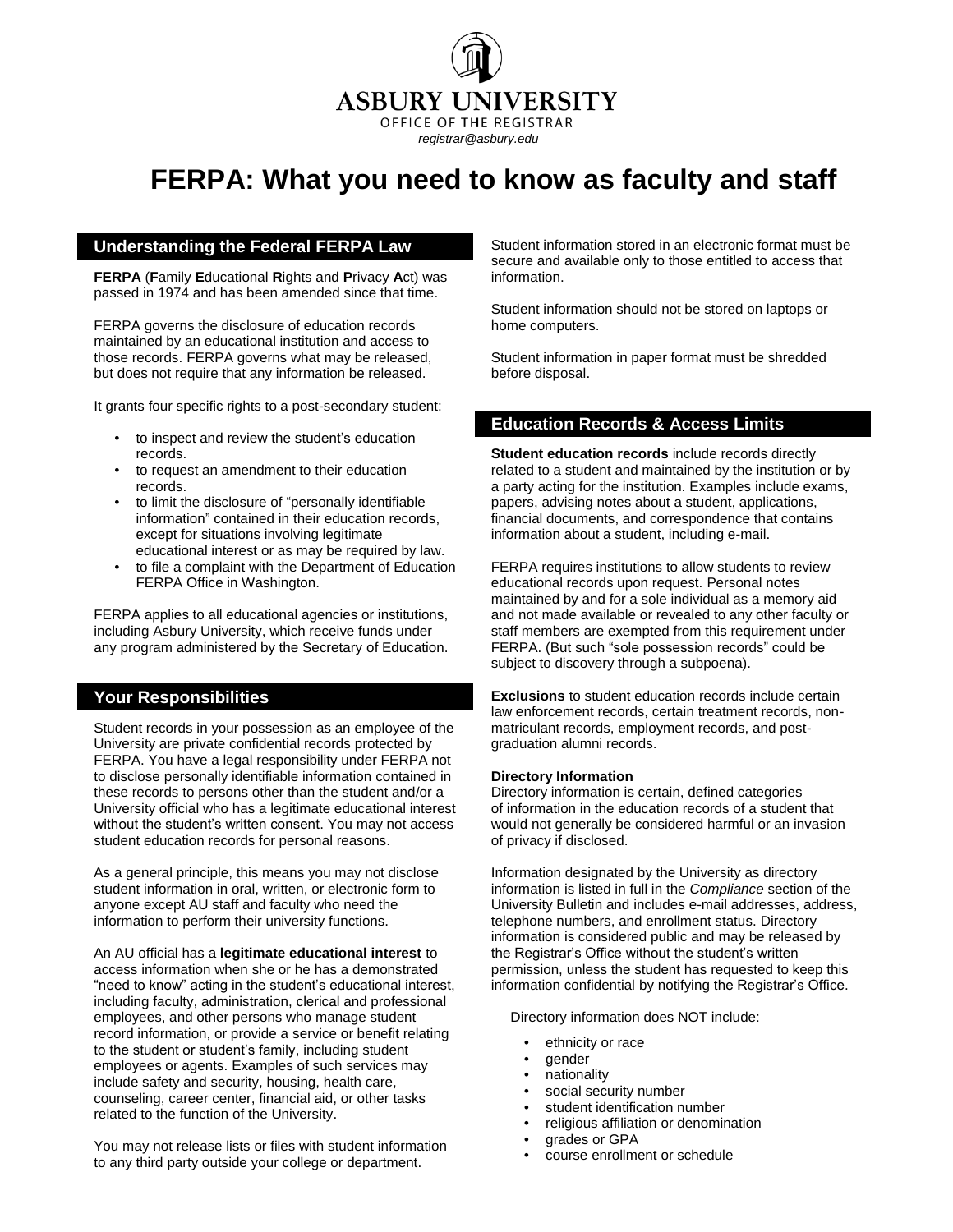**ASBURY UNIVERSITY**
OFFICE OF THE REGISTRAR
*registrar@asbury.edu*

# FERPA: What you need to know as faculty and staff

## Understanding the Federal FERPA Law

**FERPA** (**F**amily **E**ducational **R**ights and **P**rivacy **A**ct) was passed in 1974 and has been amended since that time.

FERPA governs the disclosure of education records maintained by an educational institution and access to those records. FERPA governs what may be released, but does not require that any information be released.

It grants four specific rights to a post-secondary student:

- to inspect and review the student's education records.
- to request an amendment to their education records.
- to limit the disclosure of "personally identifiable information" contained in their education records, except for situations involving legitimate educational interest or as may be required by law.
- to file a complaint with the Department of Education FERPA Office in Washington.

FERPA applies to all educational agencies or institutions, including Asbury University, which receive funds under any program administered by the Secretary of Education.

## Your Responsibilities

Student records in your possession as an employee of the University are private confidential records protected by FERPA. You have a legal responsibility under FERPA not to disclose personally identifiable information contained in these records to persons other than the student and/or a University official who has a legitimate educational interest without the student's written consent. You may not access student education records for personal reasons.

As a general principle, this means you may not disclose student information in oral, written, or electronic form to anyone except AU staff and faculty who need the information to perform their university functions.

An AU official has a **legitimate educational interest** to access information when she or he has a demonstrated "need to know" acting in the student's educational interest, including faculty, administration, clerical and professional employees, and other persons who manage student record information, or provide a service or benefit relating to the student or student's family, including student employees or agents. Examples of such services may include safety and security, housing, health care, counseling, career center, financial aid, or other tasks related to the function of the University.

You may not release lists or files with student information to any third party outside your college or department.

Student information stored in an electronic format must be secure and available only to those entitled to access that information.

Student information should not be stored on laptops or home computers.

Student information in paper format must be shredded before disposal.

## Education Records & Access Limits

**Student education records** include records directly related to a student and maintained by the institution or by a party acting for the institution. Examples include exams, papers, advising notes about a student, applications, financial documents, and correspondence that contains information about a student, including e-mail.

FERPA requires institutions to allow students to review educational records upon request. Personal notes maintained by and for a sole individual as a memory aid and not made available or revealed to any other faculty or staff members are exempted from this requirement under FERPA. (But such "sole possession records" could be subject to discovery through a subpoena).

**Exclusions** to student education records include certain law enforcement records, certain treatment records, non-matriculant records, employment records, and post-graduation alumni records.

**Directory Information**
Directory information is certain, defined categories of information in the education records of a student that would not generally be considered harmful or an invasion of privacy if disclosed.

Information designated by the University as directory information is listed in full in the *Compliance* section of the University Bulletin and includes e-mail addresses, address, telephone numbers, and enrollment status. Directory information is considered public and may be released by the Registrar's Office without the student's written permission, unless the student has requested to keep this information confidential by notifying the Registrar's Office.

Directory information does NOT include:

- ethnicity or race
- gender
- nationality
- social security number
- student identification number
- religious affiliation or denomination
- grades or GPA
- course enrollment or schedule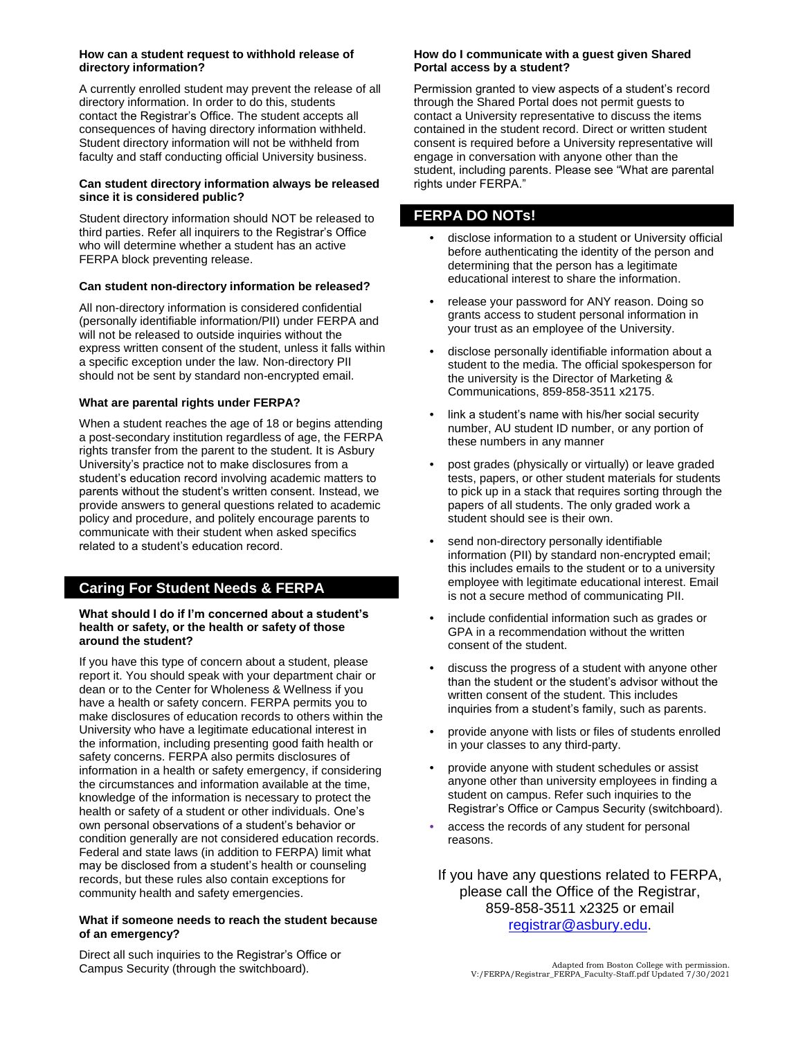**How can a student request to withhold release of directory information?**

A currently enrolled student may prevent the release of all directory information. In order to do this, students contact the Registrar's Office. The student accepts all consequences of having directory information withheld. Student directory information will not be withheld from faculty and staff conducting official University business.

**Can student directory information always be released since it is considered public?**

Student directory information should NOT be released to third parties. Refer all inquirers to the Registrar's Office who will determine whether a student has an active FERPA block preventing release.

**Can student non-directory information be released?**

All non-directory information is considered confidential (personally identifiable information/PII) under FERPA and will not be released to outside inquiries without the express written consent of the student, unless it falls within a specific exception under the law. Non-directory PII should not be sent by standard non-encrypted email.

**What are parental rights under FERPA?**

When a student reaches the age of 18 or begins attending a post-secondary institution regardless of age, the FERPA rights transfer from the parent to the student. It is Asbury University's practice not to make disclosures from a student's education record involving academic matters to parents without the student's written consent. Instead, we provide answers to general questions related to academic policy and procedure, and politely encourage parents to communicate with their student when asked specifics related to a student's education record.

## Caring For Student Needs & FERPA

**What should I do if I'm concerned about a student's health or safety, or the health or safety of those around the student?**

If you have this type of concern about a student, please report it. You should speak with your department chair or dean or to the Center for Wholeness & Wellness if you have a health or safety concern. FERPA permits you to make disclosures of education records to others within the University who have a legitimate educational interest in the information, including presenting good faith health or safety concerns. FERPA also permits disclosures of information in a health or safety emergency, if considering the circumstances and information available at the time, knowledge of the information is necessary to protect the health or safety of a student or other individuals. One's own personal observations of a student's behavior or condition generally are not considered education records. Federal and state laws (in addition to FERPA) limit what may be disclosed from a student's health or counseling records, but these rules also contain exceptions for community health and safety emergencies.

**What if someone needs to reach the student because of an emergency?**

Direct all such inquiries to the Registrar's Office or Campus Security (through the switchboard).

**How do I communicate with a guest given Shared Portal access by a student?**

Permission granted to view aspects of a student's record through the Shared Portal does not permit guests to contact a University representative to discuss the items contained in the student record. Direct or written student consent is required before a University representative will engage in conversation with anyone other than the student, including parents. Please see "What are parental rights under FERPA."

## FERPA DO NOTs!

- disclose information to a student or University official before authenticating the identity of the person and determining that the person has a legitimate educational interest to share the information.
- release your password for ANY reason. Doing so grants access to student personal information in your trust as an employee of the University.
- disclose personally identifiable information about a student to the media. The official spokesperson for the university is the Director of Marketing & Communications, 859-858-3511 x2175.
- link a student's name with his/her social security number, AU student ID number, or any portion of these numbers in any manner
- post grades (physically or virtually) or leave graded tests, papers, or other student materials for students to pick up in a stack that requires sorting through the papers of all students. The only graded work a student should see is their own.
- send non-directory personally identifiable information (PII) by standard non-encrypted email; this includes emails to the student or to a university employee with legitimate educational interest. Email is not a secure method of communicating PII.
- include confidential information such as grades or GPA in a recommendation without the written consent of the student.
- discuss the progress of a student with anyone other than the student or the student's advisor without the written consent of the student. This includes inquiries from a student's family, such as parents.
- provide anyone with lists or files of students enrolled in your classes to any third-party.
- provide anyone with student schedules or assist anyone other than university employees in finding a student on campus. Refer such inquiries to the Registrar's Office or Campus Security (switchboard).
- access the records of any student for personal reasons.

If you have any questions related to FERPA, please call the Office of the Registrar, 859-858-3511 x2325 or email registrar@asbury.edu.

Adapted from Boston College with permission.
V:/FERPA/Registrar_FERPA_Faculty-Staff.pdf Updated 7/30/2021